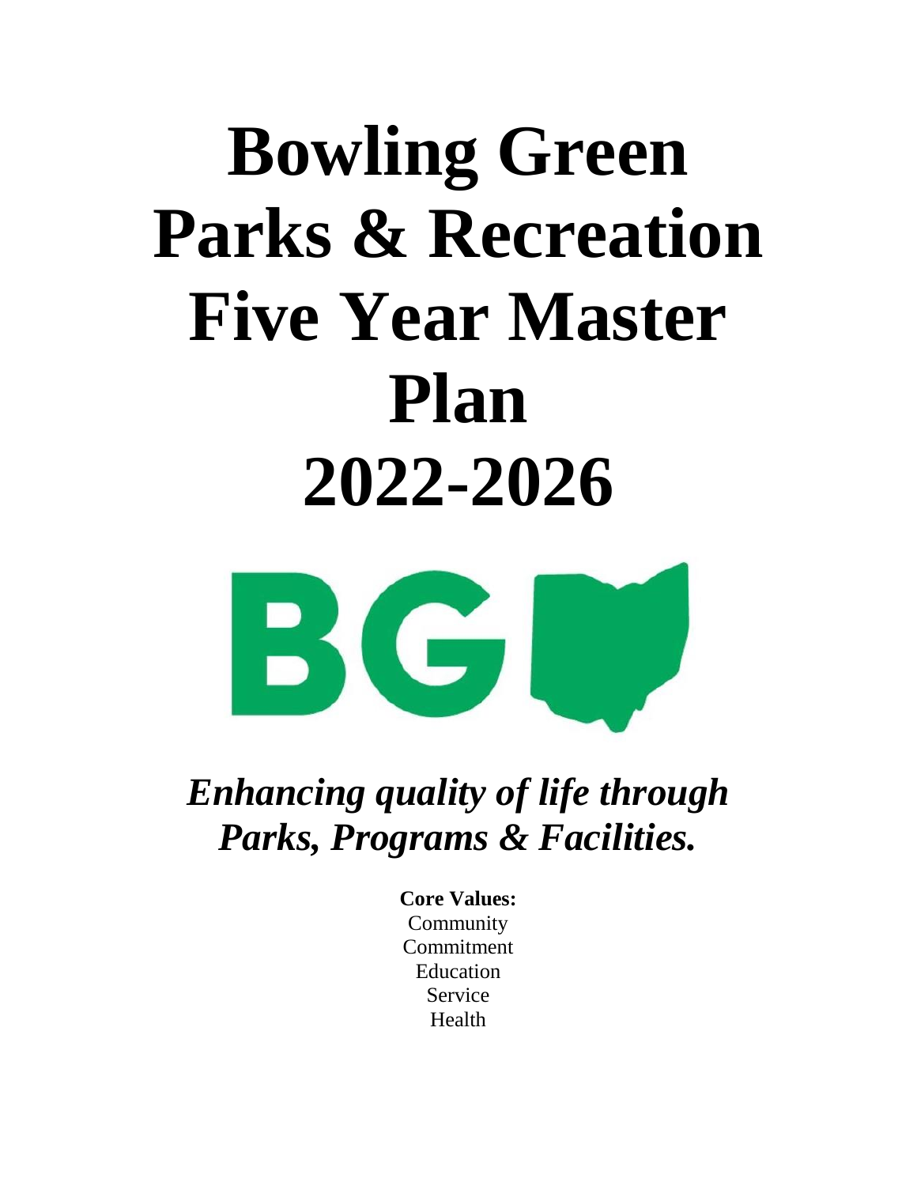# Bowling Green Parks & Recreation Five Year Master Plan 2022-2026

***Enhancing quality of life through Parks, Programs & Facilities.***

**Core Values:**

Community
Commitment
Education
Service
Health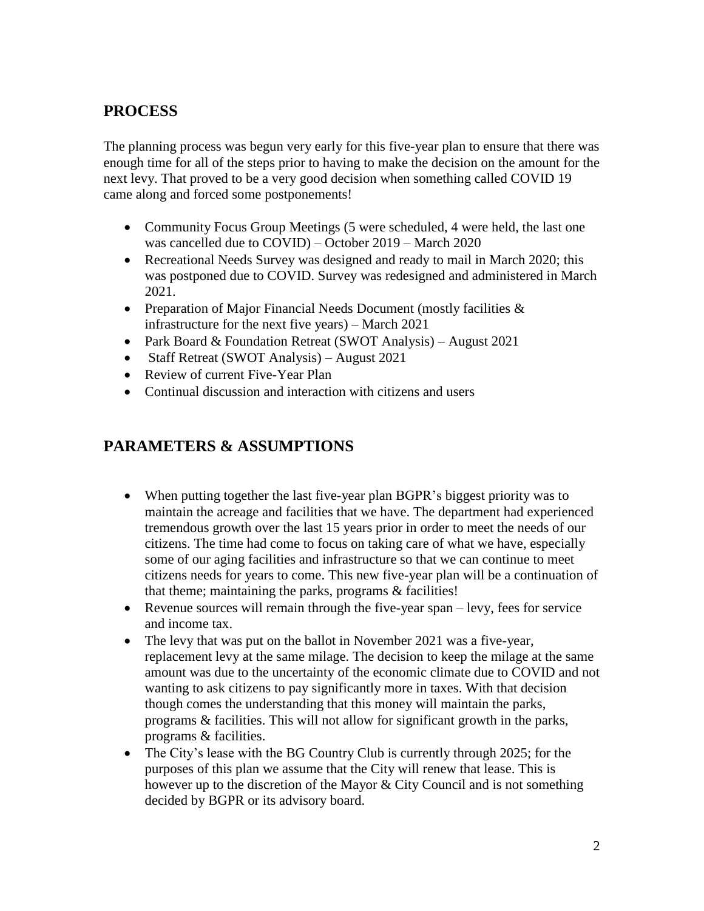## PROCESS

The planning process was begun very early for this five-year plan to ensure that there was enough time for all of the steps prior to having to make the decision on the amount for the next levy. That proved to be a very good decision when something called COVID 19 came along and forced some postponements!

- Community Focus Group Meetings (5 were scheduled, 4 were held, the last one was cancelled due to COVID) – October 2019 – March 2020
- Recreational Needs Survey was designed and ready to mail in March 2020; this was postponed due to COVID. Survey was redesigned and administered in March 2021.
- Preparation of Major Financial Needs Document (mostly facilities & infrastructure for the next five years) – March 2021
- Park Board & Foundation Retreat (SWOT Analysis) – August 2021
- Staff Retreat (SWOT Analysis) – August 2021
- Review of current Five-Year Plan
- Continual discussion and interaction with citizens and users

## PARAMETERS & ASSUMPTIONS

- When putting together the last five-year plan BGPR's biggest priority was to maintain the acreage and facilities that we have. The department had experienced tremendous growth over the last 15 years prior in order to meet the needs of our citizens. The time had come to focus on taking care of what we have, especially some of our aging facilities and infrastructure so that we can continue to meet citizens needs for years to come. This new five-year plan will be a continuation of that theme; maintaining the parks, programs & facilities!
- Revenue sources will remain through the five-year span – levy, fees for service and income tax.
- The levy that was put on the ballot in November 2021 was a five-year, replacement levy at the same milage. The decision to keep the milage at the same amount was due to the uncertainty of the economic climate due to COVID and not wanting to ask citizens to pay significantly more in taxes. With that decision though comes the understanding that this money will maintain the parks, programs & facilities. This will not allow for significant growth in the parks, programs & facilities.
- The City's lease with the BG Country Club is currently through 2025; for the purposes of this plan we assume that the City will renew that lease. This is however up to the discretion of the Mayor & City Council and is not something decided by BGPR or its advisory board.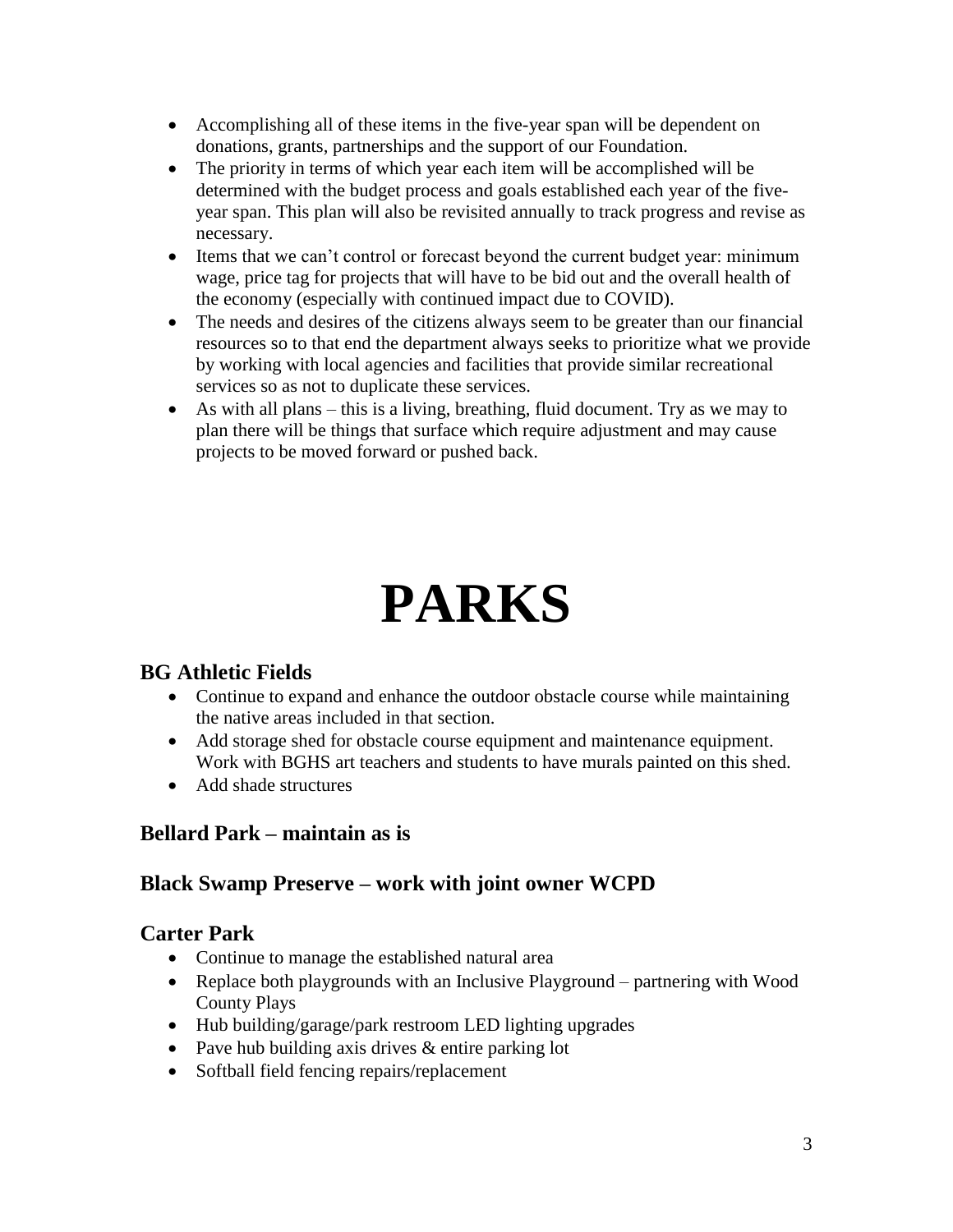- Accomplishing all of these items in the five-year span will be dependent on donations, grants, partnerships and the support of our Foundation.
- The priority in terms of which year each item will be accomplished will be determined with the budget process and goals established each year of the five-year span. This plan will also be revisited annually to track progress and revise as necessary.
- Items that we can't control or forecast beyond the current budget year: minimum wage, price tag for projects that will have to be bid out and the overall health of the economy (especially with continued impact due to COVID).
- The needs and desires of the citizens always seem to be greater than our financial resources so to that end the department always seeks to prioritize what we provide by working with local agencies and facilities that provide similar recreational services so as not to duplicate these services.
- As with all plans – this is a living, breathing, fluid document. Try as we may to plan there will be things that surface which require adjustment and may cause projects to be moved forward or pushed back.

# PARKS

## BG Athletic Fields

- Continue to expand and enhance the outdoor obstacle course while maintaining the native areas included in that section.
- Add storage shed for obstacle course equipment and maintenance equipment. Work with BGHS art teachers and students to have murals painted on this shed.
- Add shade structures

## Bellard Park – maintain as is

## Black Swamp Preserve – work with joint owner WCPD

## Carter Park

- Continue to manage the established natural area
- Replace both playgrounds with an Inclusive Playground – partnering with Wood County Plays
- Hub building/garage/park restroom LED lighting upgrades
- Pave hub building axis drives & entire parking lot
- Softball field fencing repairs/replacement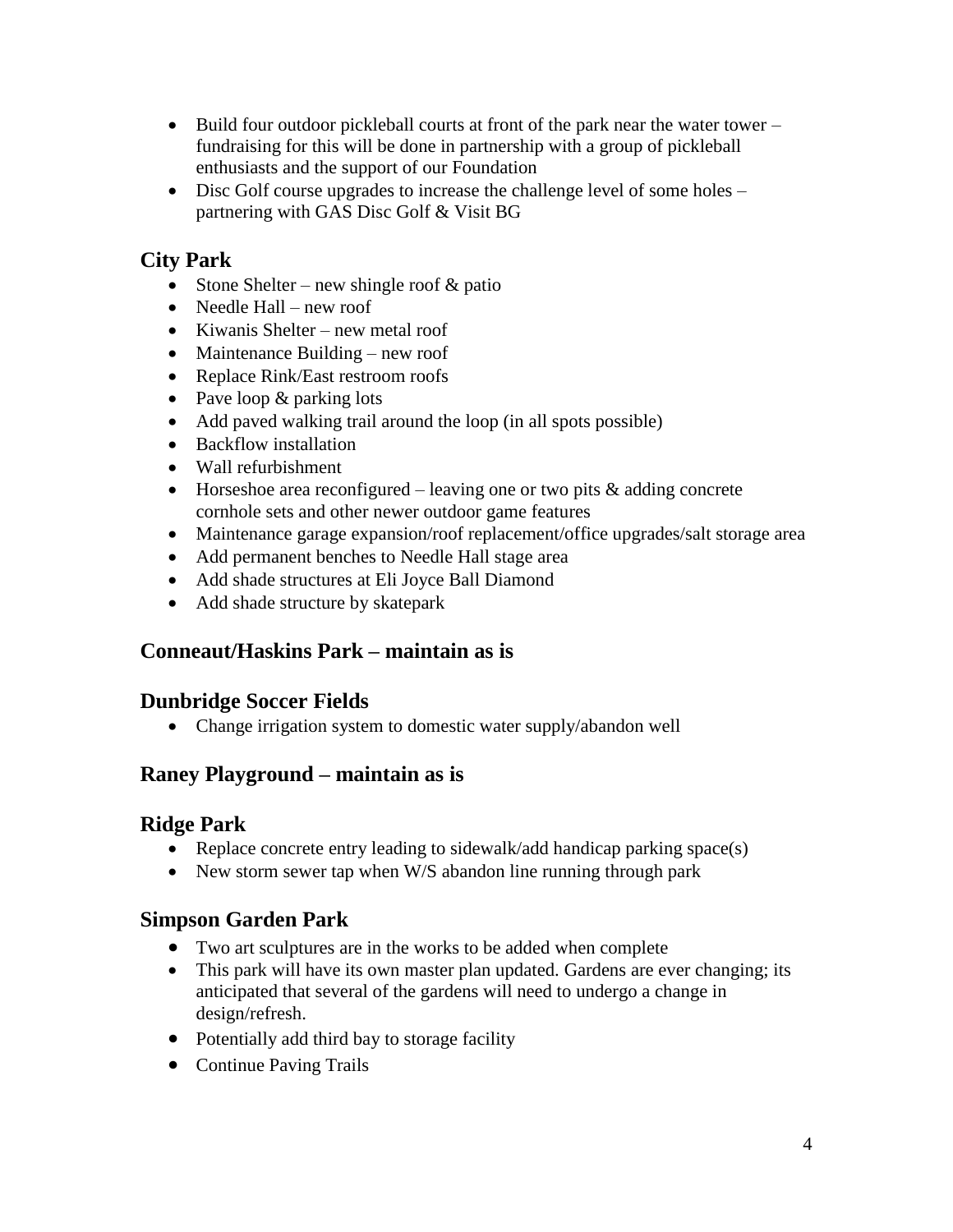- Build four outdoor pickleball courts at front of the park near the water tower – fundraising for this will be done in partnership with a group of pickleball enthusiasts and the support of our Foundation
- Disc Golf course upgrades to increase the challenge level of some holes – partnering with GAS Disc Golf & Visit BG

## City Park

- Stone Shelter – new shingle roof & patio
- Needle Hall – new roof
- Kiwanis Shelter – new metal roof
- Maintenance Building – new roof
- Replace Rink/East restroom roofs
- Pave loop & parking lots
- Add paved walking trail around the loop (in all spots possible)
- Backflow installation
- Wall refurbishment
- Horseshoe area reconfigured – leaving one or two pits & adding concrete cornhole sets and other newer outdoor game features
- Maintenance garage expansion/roof replacement/office upgrades/salt storage area
- Add permanent benches to Needle Hall stage area
- Add shade structures at Eli Joyce Ball Diamond
- Add shade structure by skatepark

## Conneaut/Haskins Park – maintain as is

## Dunbridge Soccer Fields

- Change irrigation system to domestic water supply/abandon well

## Raney Playground – maintain as is

## Ridge Park

- Replace concrete entry leading to sidewalk/add handicap parking space(s)
- New storm sewer tap when W/S abandon line running through park

## Simpson Garden Park

- Two art sculptures are in the works to be added when complete
- This park will have its own master plan updated. Gardens are ever changing; its anticipated that several of the gardens will need to undergo a change in design/refresh.
- Potentially add third bay to storage facility
- Continue Paving Trails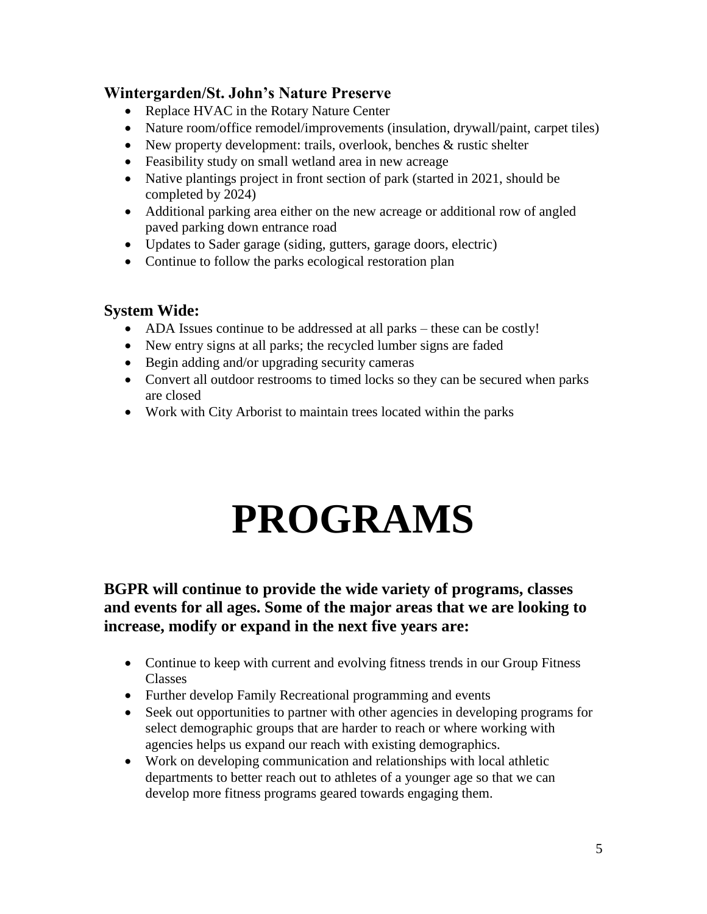### Wintergarden/St. John's Nature Preserve

- Replace HVAC in the Rotary Nature Center
- Nature room/office remodel/improvements (insulation, drywall/paint, carpet tiles)
- New property development: trails, overlook, benches & rustic shelter
- Feasibility study on small wetland area in new acreage
- Native plantings project in front section of park (started in 2021, should be completed by 2024)
- Additional parking area either on the new acreage or additional row of angled paved parking down entrance road
- Updates to Sader garage (siding, gutters, garage doors, electric)
- Continue to follow the parks ecological restoration plan

### System Wide:

- ADA Issues continue to be addressed at all parks – these can be costly!
- New entry signs at all parks; the recycled lumber signs are faded
- Begin adding and/or upgrading security cameras
- Convert all outdoor restrooms to timed locks so they can be secured when parks are closed
- Work with City Arborist to maintain trees located within the parks

# PROGRAMS

**BGPR will continue to provide the wide variety of programs, classes and events for all ages. Some of the major areas that we are looking to increase, modify or expand in the next five years are:**

- Continue to keep with current and evolving fitness trends in our Group Fitness Classes
- Further develop Family Recreational programming and events
- Seek out opportunities to partner with other agencies in developing programs for select demographic groups that are harder to reach or where working with agencies helps us expand our reach with existing demographics.
- Work on developing communication and relationships with local athletic departments to better reach out to athletes of a younger age so that we can develop more fitness programs geared towards engaging them.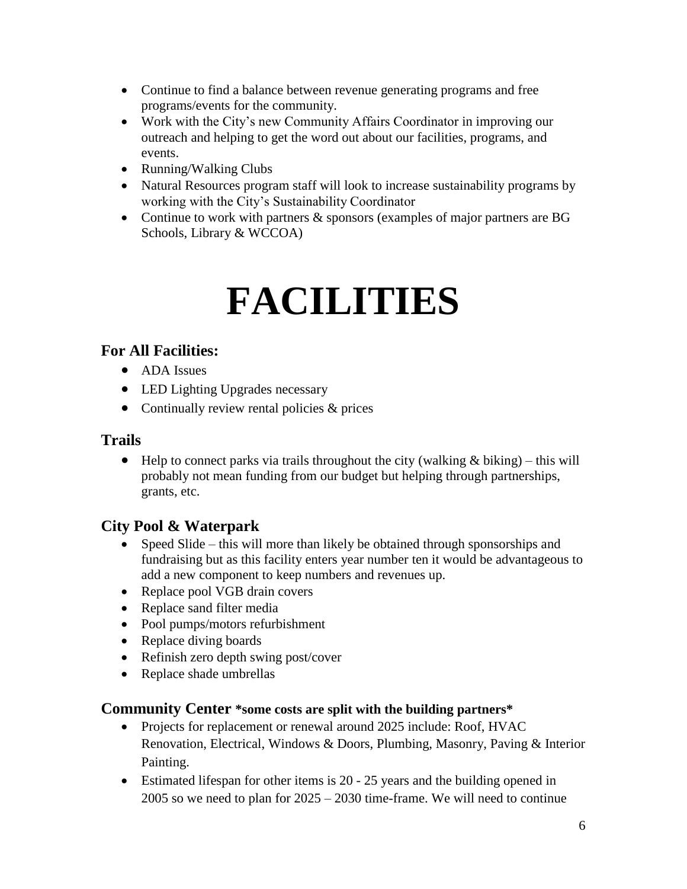- Continue to find a balance between revenue generating programs and free programs/events for the community.
- Work with the City's new Community Affairs Coordinator in improving our outreach and helping to get the word out about our facilities, programs, and events.
- Running/Walking Clubs
- Natural Resources program staff will look to increase sustainability programs by working with the City's Sustainability Coordinator
- Continue to work with partners & sponsors (examples of major partners are BG Schools, Library & WCCOA)

# FACILITIES

## For All Facilities:

- ADA Issues
- LED Lighting Upgrades necessary
- Continually review rental policies & prices

## Trails

- Help to connect parks via trails throughout the city (walking & biking) – this will probably not mean funding from our budget but helping through partnerships, grants, etc.

## City Pool & Waterpark

- Speed Slide – this will more than likely be obtained through sponsorships and fundraising but as this facility enters year number ten it would be advantageous to add a new component to keep numbers and revenues up.
- Replace pool VGB drain covers
- Replace sand filter media
- Pool pumps/motors refurbishment
- Replace diving boards
- Refinish zero depth swing post/cover
- Replace shade umbrellas

## Community Center *some costs are split with the building partners*

- Projects for replacement or renewal around 2025 include: Roof, HVAC Renovation, Electrical, Windows & Doors, Plumbing, Masonry, Paving & Interior Painting.
- Estimated lifespan for other items is 20 - 25 years and the building opened in 2005 so we need to plan for 2025 – 2030 time-frame. We will need to continue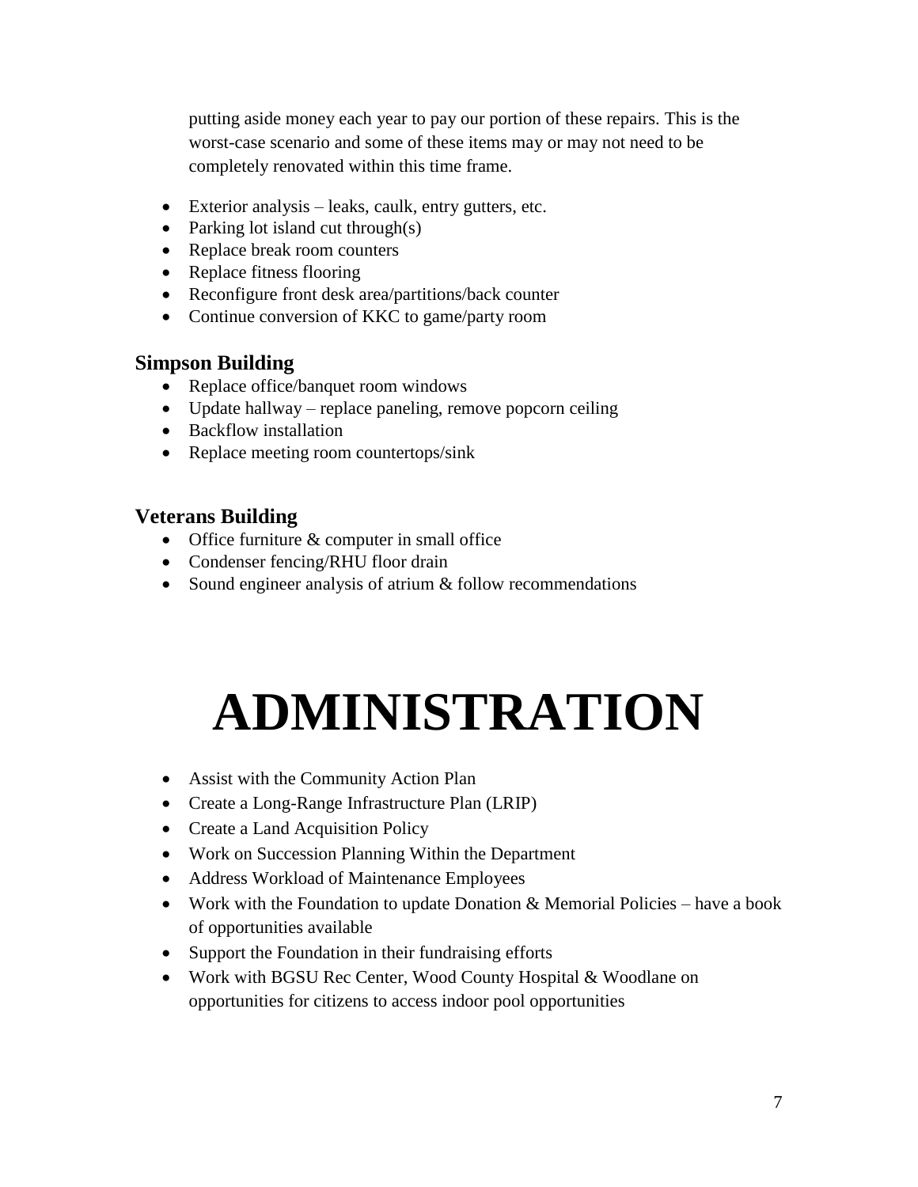putting aside money each year to pay our portion of these repairs. This is the worst-case scenario and some of these items may or may not need to be completely renovated within this time frame.

- Exterior analysis – leaks, caulk, entry gutters, etc.
- Parking lot island cut through(s)
- Replace break room counters
- Replace fitness flooring
- Reconfigure front desk area/partitions/back counter
- Continue conversion of KKC to game/party room

### Simpson Building

- Replace office/banquet room windows
- Update hallway – replace paneling, remove popcorn ceiling
- Backflow installation
- Replace meeting room countertops/sink

### Veterans Building

- Office furniture & computer in small office
- Condenser fencing/RHU floor drain
- Sound engineer analysis of atrium & follow recommendations

# ADMINISTRATION

- Assist with the Community Action Plan
- Create a Long-Range Infrastructure Plan (LRIP)
- Create a Land Acquisition Policy
- Work on Succession Planning Within the Department
- Address Workload of Maintenance Employees
- Work with the Foundation to update Donation & Memorial Policies – have a book of opportunities available
- Support the Foundation in their fundraising efforts
- Work with BGSU Rec Center, Wood County Hospital & Woodlane on opportunities for citizens to access indoor pool opportunities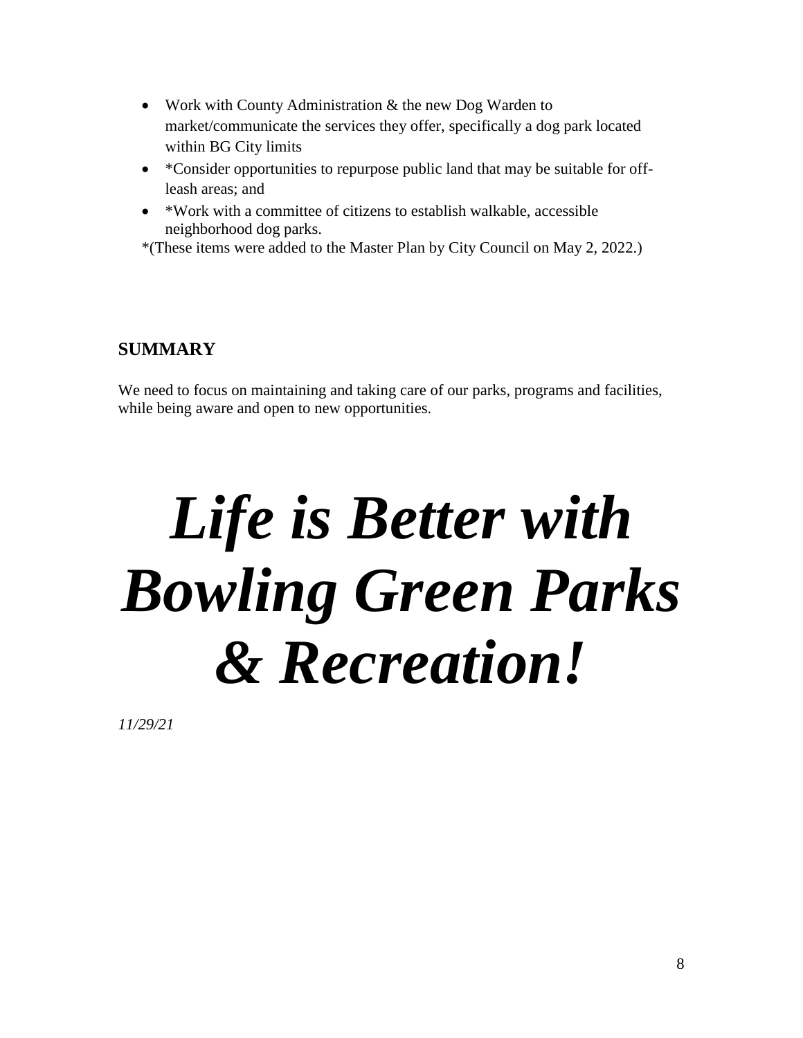- Work with County Administration & the new Dog Warden to market/communicate the services they offer, specifically a dog park located within BG City limits
- *Consider opportunities to repurpose public land that may be suitable for off-leash areas; and
- *Work with a committee of citizens to establish walkable, accessible neighborhood dog parks.

*(These items were added to the Master Plan by City Council on May 2, 2022.)

## SUMMARY

We need to focus on maintaining and taking care of our parks, programs and facilities, while being aware and open to new opportunities.

# *Life is Better with Bowling Green Parks & Recreation!*

*11/29/21*